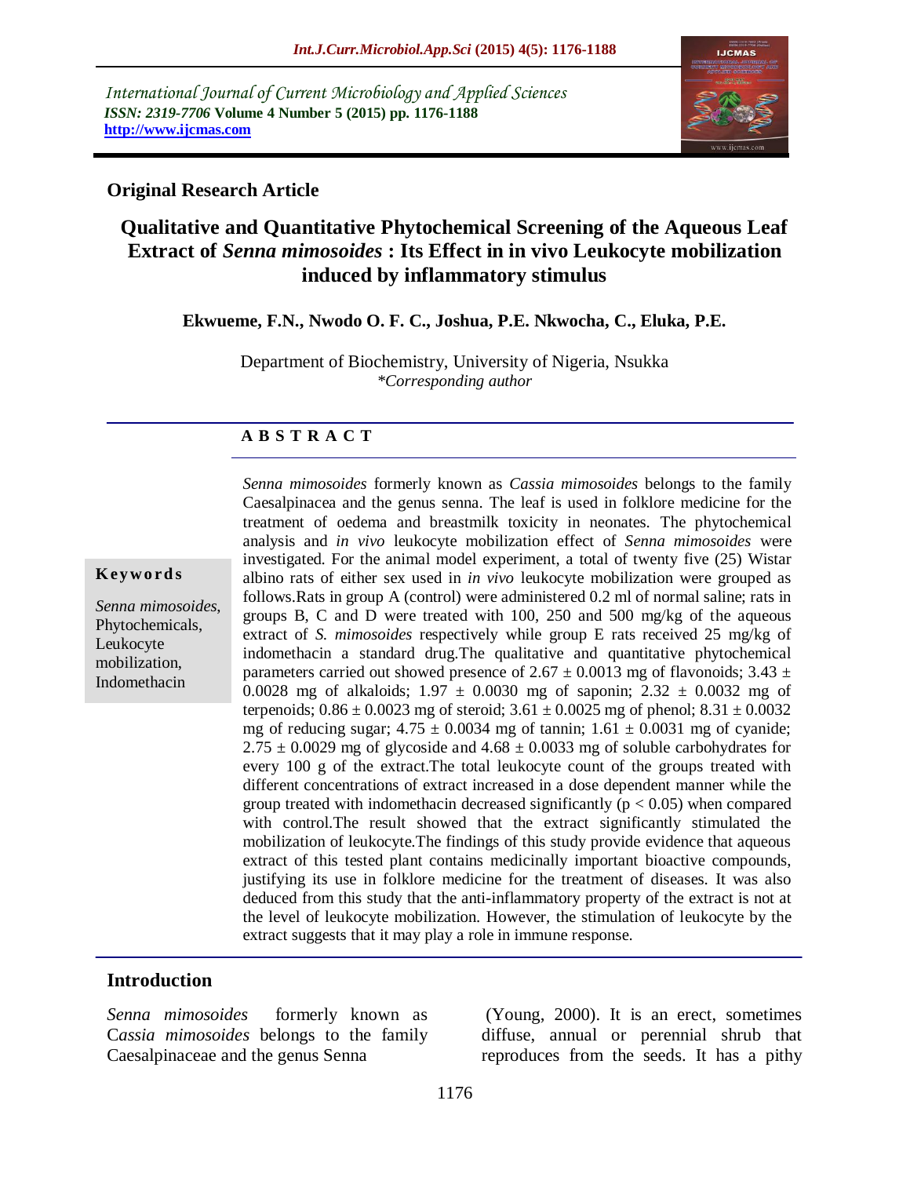International Journal of Current Microbiology and Applied Sciences
*ISSN: 2319-7706* **Volume 4 Number 5 (2015) pp. 1176-1188**
**http://www.ijcmas.com**

**Original Research Article**

# Qualitative and Quantitative Phytochemical Screening of the Aqueous Leaf Extract of *Senna mimosoides* : Its Effect in in vivo Leukocyte mobilization induced by inflammatory stimulus

**Ekwueme, F.N., Nwodo O. F. C., Joshua, P.E. Nkwocha, C., Eluka, P.E.**

Department of Biochemistry, University of Nigeria, Nsukka
*\*Corresponding author*

## A B S T R A C T

**Keywords**

*Senna mimosoides*, Phytochemicals, Leukocyte mobilization, Indomethacin

*Senna mimosoides* formerly known as *Cassia mimosoides* belongs to the family Caesalpinacea and the genus senna. The leaf is used in folklore medicine for the treatment of oedema and breastmilk toxicity in neonates. The phytochemical analysis and *in vivo* leukocyte mobilization effect of *Senna mimosoides* were investigated. For the animal model experiment, a total of twenty five (25) Wistar albino rats of either sex used in *in vivo* leukocyte mobilization were grouped as follows.Rats in group A (control) were administered 0.2 ml of normal saline; rats in groups B, C and D were treated with 100, 250 and 500 mg/kg of the aqueous extract of *S. mimosoides* respectively while group E rats received 25 mg/kg of indomethacin a standard drug.The qualitative and quantitative phytochemical parameters carried out showed presence of $2.67 \pm 0.0013$ mg of flavonoids; $3.43 \pm 0.0028$ mg of alkaloids; $1.97 \pm 0.0030$ mg of saponin; $2.32 \pm 0.0032$ mg of terpenoids; $0.86 \pm 0.0023$ mg of steroid; $3.61 \pm 0.0025$ mg of phenol; $8.31 \pm 0.0032$ mg of reducing sugar; $4.75 \pm 0.0034$ mg of tannin; $1.61 \pm 0.0031$ mg of cyanide; $2.75 \pm 0.0029$ mg of glycoside and $4.68 \pm 0.0033$ mg of soluble carbohydrates for every 100 g of the extract.The total leukocyte count of the groups treated with different concentrations of extract increased in a dose dependent manner while the group treated with indomethacin decreased significantly ($p < 0.05$) when compared with control.The result showed that the extract significantly stimulated the mobilization of leukocyte.The findings of this study provide evidence that aqueous extract of this tested plant contains medicinally important bioactive compounds, justifying its use in folklore medicine for the treatment of diseases. It was also deduced from this study that the anti-inflammatory property of the extract is not at the level of leukocyte mobilization. However, the stimulation of leukocyte by the extract suggests that it may play a role in immune response.

## Introduction

*Senna mimosoides* formerly known as C*assia mimosoides* belongs to the family Caesalpinaceae and the genus Senna (Young, 2000). It is an erect, sometimes diffuse, annual or perennial shrub that reproduces from the seeds. It has a pithy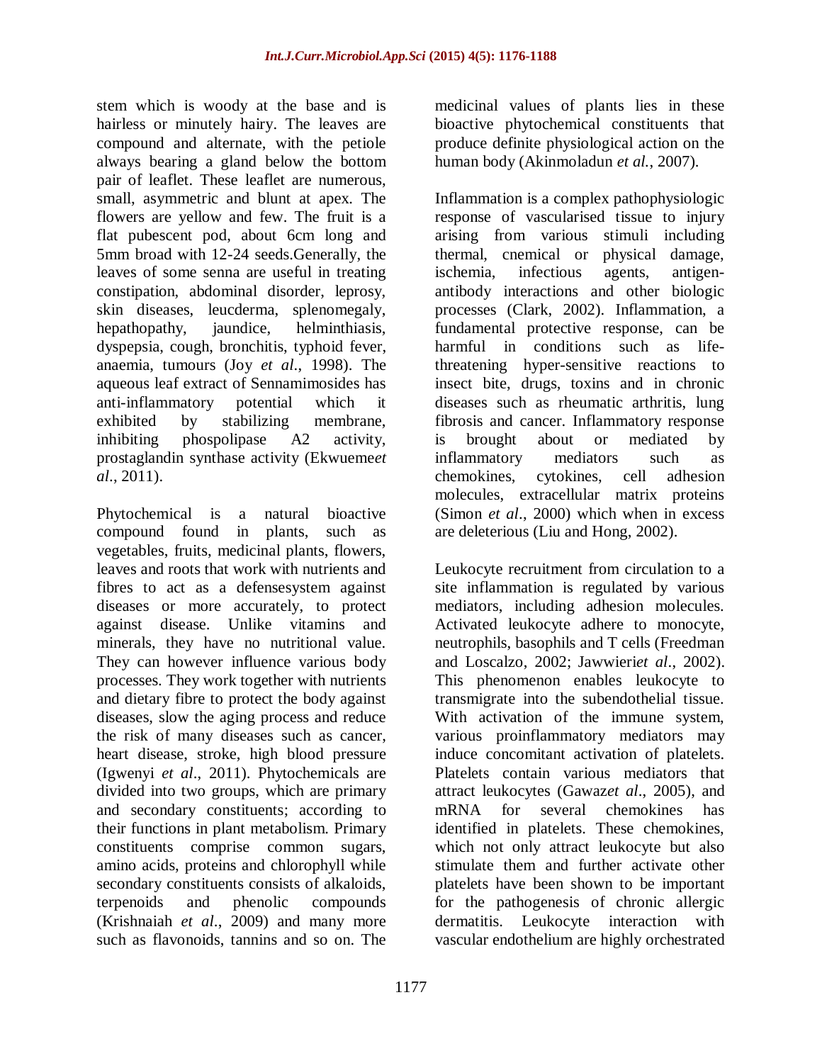stem which is woody at the base and is hairless or minutely hairy. The leaves are compound and alternate, with the petiole always bearing a gland below the bottom pair of leaflet. These leaflet are numerous, small, asymmetric and blunt at apex. The flowers are yellow and few. The fruit is a flat pubescent pod, about 6cm long and 5mm broad with 12-24 seeds.Generally, the leaves of some senna are useful in treating constipation, abdominal disorder, leprosy, skin diseases, leucderma, splenomegaly, hepathopathy, jaundice, helminthiasis, dyspepsia, cough, bronchitis, typhoid fever, anaemia, tumours (Joy *et al*., 1998). The aqueous leaf extract of Sennamimosides has anti-inflammatory potential which it exhibited by stabilizing membrane, inhibiting phospolipase A2 activity, prostaglandin synthase activity (Ekwueme*et al*., 2011).

Phytochemical is a natural bioactive compound found in plants, such as vegetables, fruits, medicinal plants, flowers, leaves and roots that work with nutrients and fibres to act as a defensesystem against diseases or more accurately, to protect against disease. Unlike vitamins and minerals, they have no nutritional value. They can however influence various body processes. They work together with nutrients and dietary fibre to protect the body against diseases, slow the aging process and reduce the risk of many diseases such as cancer, heart disease, stroke, high blood pressure (Igwenyi *et al*., 2011). Phytochemicals are divided into two groups, which are primary and secondary constituents; according to their functions in plant metabolism. Primary constituents comprise common sugars, amino acids, proteins and chlorophyll while secondary constituents consists of alkaloids, terpenoids and phenolic compounds (Krishnaiah *et al*., 2009) and many more such as flavonoids, tannins and so on. The medicinal values of plants lies in these bioactive phytochemical constituents that produce definite physiological action on the human body (Akinmoladun *et al.*, 2007).

Inflammation is a complex pathophysiologic response of vascularised tissue to injury arising from various stimuli including thermal, cnemical or physical damage, ischemia, infectious agents, antigen-antibody interactions and other biologic processes (Clark, 2002). Inflammation, a fundamental protective response, can be harmful in conditions such as life-threatening hyper-sensitive reactions to insect bite, drugs, toxins and in chronic diseases such as rheumatic arthritis, lung fibrosis and cancer. Inflammatory response is brought about or mediated by inflammatory mediators such as chemokines, cytokines, cell adhesion molecules, extracellular matrix proteins (Simon *et al*., 2000) which when in excess are deleterious (Liu and Hong, 2002).

Leukocyte recruitment from circulation to a site inflammation is regulated by various mediators, including adhesion molecules. Activated leukocyte adhere to monocyte, neutrophils, basophils and T cells (Freedman and Loscalzo, 2002; Jawwieri*et al*., 2002). This phenomenon enables leukocyte to transmigrate into the subendothelial tissue. With activation of the immune system, various proinflammatory mediators may induce concomitant activation of platelets. Platelets contain various mediators that attract leukocytes (Gawaz*et al*., 2005), and mRNA for several chemokines has identified in platelets. These chemokines, which not only attract leukocyte but also stimulate them and further activate other platelets have been shown to be important for the pathogenesis of chronic allergic dermatitis. Leukocyte interaction with vascular endothelium are highly orchestrated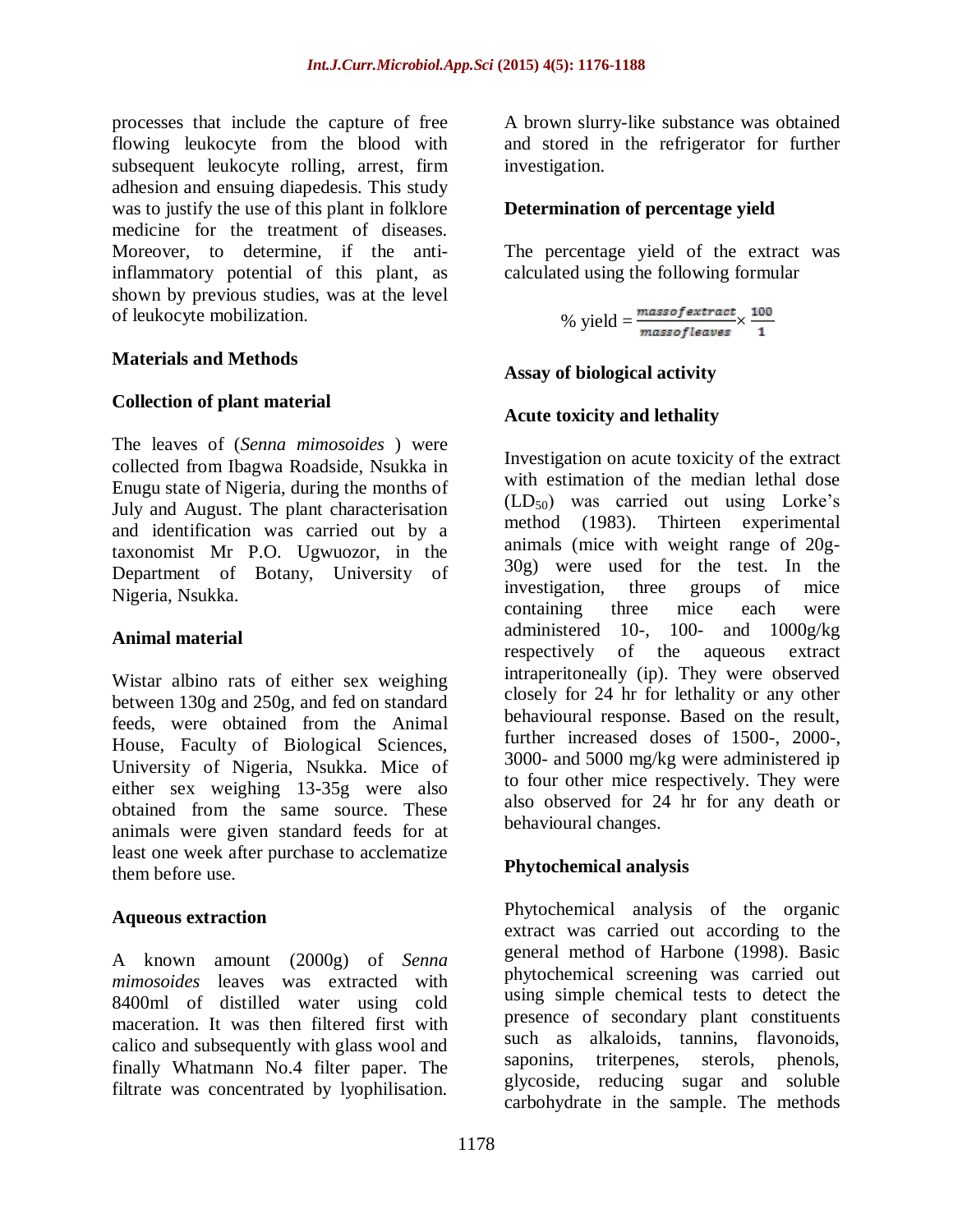processes that include the capture of free flowing leukocyte from the blood with subsequent leukocyte rolling, arrest, firm adhesion and ensuing diapedesis. This study was to justify the use of this plant in folklore medicine for the treatment of diseases. Moreover, to determine, if the anti-inflammatory potential of this plant, as shown by previous studies, was at the level of leukocyte mobilization.

## Materials and Methods

### Collection of plant material

The leaves of (*Senna mimosoides* ) were collected from Ibagwa Roadside, Nsukka in Enugu state of Nigeria, during the months of July and August. The plant characterisation and identification was carried out by a taxonomist Mr P.O. Ugwuozor, in the Department of Botany, University of Nigeria, Nsukka.

### Animal material

Wistar albino rats of either sex weighing between 130g and 250g, and fed on standard feeds, were obtained from the Animal House, Faculty of Biological Sciences, University of Nigeria, Nsukka. Mice of either sex weighing 13-35g were also obtained from the same source. These animals were given standard feeds for at least one week after purchase to acclematize them before use.

### Aqueous extraction

A known amount (2000g) of *Senna mimosoides* leaves was extracted with 8400ml of distilled water using cold maceration. It was then filtered first with calico and subsequently with glass wool and finally Whatmann No.4 filter paper. The filtrate was concentrated by lyophilisation. A brown slurry-like substance was obtained and stored in the refrigerator for further investigation.

### Determination of percentage yield

The percentage yield of the extract was calculated using the following formular

$$\% \text{ yield} = \frac{mass of extract}{mass of leaves} \times \frac{100}{1}$$

### Assay of biological activity

### Acute toxicity and lethality

Investigation on acute toxicity of the extract with estimation of the median lethal dose ($LD_{50}$) was carried out using Lorke's method (1983). Thirteen experimental animals (mice with weight range of 20g-30g) were used for the test. In the investigation, three groups of mice containing three mice each were administered 10-, 100- and 1000g/kg respectively of the aqueous extract intraperitoneally (ip). They were observed closely for 24 hr for lethality or any other behavioural response. Based on the result, further increased doses of 1500-, 2000-, 3000- and 5000 mg/kg were administered ip to four other mice respectively. They were also observed for 24 hr for any death or behavioural changes.

### Phytochemical analysis

Phytochemical analysis of the organic extract was carried out according to the general method of Harbone (1998). Basic phytochemical screening was carried out using simple chemical tests to detect the presence of secondary plant constituents such as alkaloids, tannins, flavonoids, saponins, triterpenes, sterols, phenols, glycoside, reducing sugar and soluble carbohydrate in the sample. The methods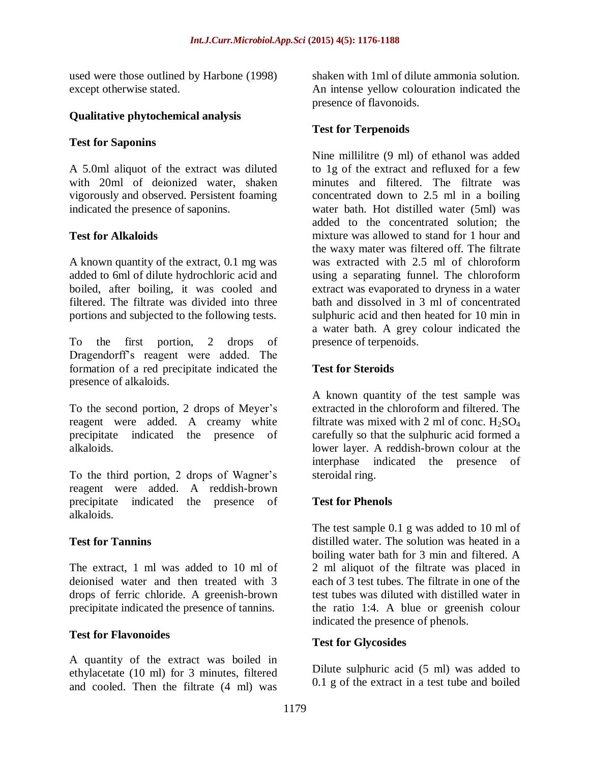used were those outlined by Harbone (1998) except otherwise stated.

### Qualitative phytochemical analysis

#### Test for Saponins

A 5.0ml aliquot of the extract was diluted with 20ml of deionized water, shaken vigorously and observed. Persistent foaming indicated the presence of saponins.

#### Test for Alkaloids

A known quantity of the extract, 0.1 mg was added to 6ml of dilute hydrochloric acid and boiled, after boiling, it was cooled and filtered. The filtrate was divided into three portions and subjected to the following tests.

To the first portion, 2 drops of Dragendorff's reagent were added. The formation of a red precipitate indicated the presence of alkaloids.

To the second portion, 2 drops of Meyer's reagent were added. A creamy white precipitate indicated the presence of alkaloids.

To the third portion, 2 drops of Wagner's reagent were added. A reddish-brown precipitate indicated the presence of alkaloids.

#### Test for Tannins

The extract, 1 ml was added to 10 ml of deionised water and then treated with 3 drops of ferric chloride. A greenish-brown precipitate indicated the presence of tannins.

#### Test for Flavonoides

A quantity of the extract was boiled in ethylacetate (10 ml) for 3 minutes, filtered and cooled. Then the filtrate (4 ml) was shaken with 1ml of dilute ammonia solution. An intense yellow colouration indicated the presence of flavonoids.

#### Test for Terpenoids

Nine millilitre (9 ml) of ethanol was added to 1g of the extract and refluxed for a few minutes and filtered. The filtrate was concentrated down to 2.5 ml in a boiling water bath. Hot distilled water (5ml) was added to the concentrated solution; the mixture was allowed to stand for 1 hour and the waxy mater was filtered off. The filtrate was extracted with 2.5 ml of chloroform using a separating funnel. The chloroform extract was evaporated to dryness in a water bath and dissolved in 3 ml of concentrated sulphuric acid and then heated for 10 min in a water bath. A grey colour indicated the presence of terpenoids.

#### Test for Steroids

A known quantity of the test sample was extracted in the chloroform and filtered. The filtrate was mixed with 2 ml of conc. $H_2SO_4$ carefully so that the sulphuric acid formed a lower layer. A reddish-brown colour at the interphase indicated the presence of steroidal ring.

#### Test for Phenols

The test sample 0.1 g was added to 10 ml of distilled water. The solution was heated in a boiling water bath for 3 min and filtered. A 2 ml aliquot of the filtrate was placed in each of 3 test tubes. The filtrate in one of the test tubes was diluted with distilled water in the ratio 1:4. A blue or greenish colour indicated the presence of phenols.

#### Test for Glycosides

Dilute sulphuric acid (5 ml) was added to 0.1 g of the extract in a test tube and boiled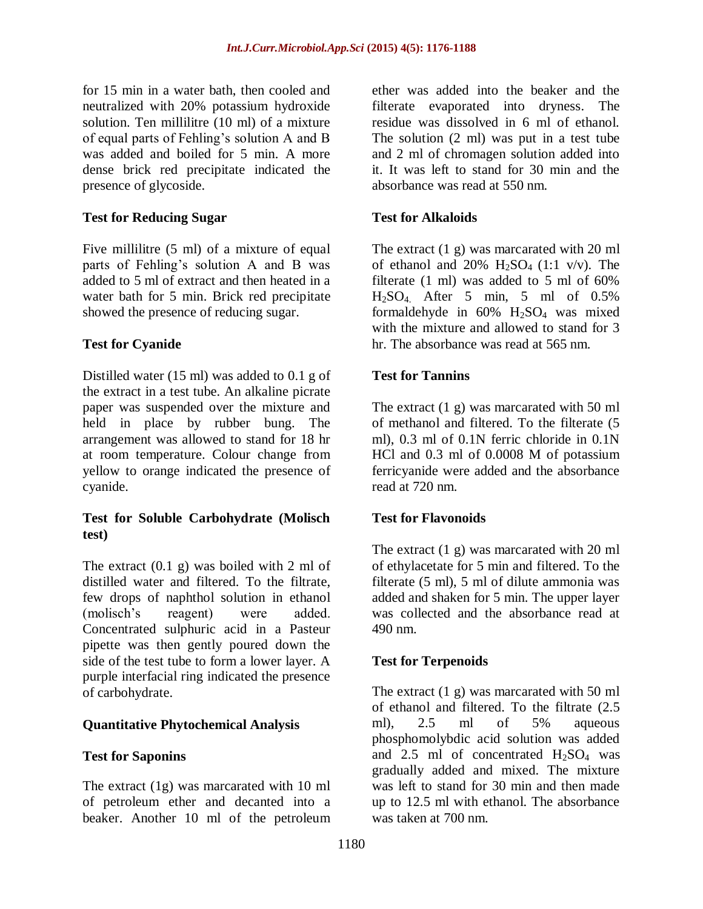for 15 min in a water bath, then cooled and neutralized with 20% potassium hydroxide solution. Ten millilitre (10 ml) of a mixture of equal parts of Fehling's solution A and B was added and boiled for 5 min. A more dense brick red precipitate indicated the presence of glycoside.

### Test for Reducing Sugar

Five millilitre (5 ml) of a mixture of equal parts of Fehling's solution A and B was added to 5 ml of extract and then heated in a water bath for 5 min. Brick red precipitate showed the presence of reducing sugar.

### Test for Cyanide

Distilled water (15 ml) was added to 0.1 g of the extract in a test tube. An alkaline picrate paper was suspended over the mixture and held in place by rubber bung. The arrangement was allowed to stand for 18 hr at room temperature. Colour change from yellow to orange indicated the presence of cyanide.

### Test for Soluble Carbohydrate (Molisch test)

The extract (0.1 g) was boiled with 2 ml of distilled water and filtered. To the filtrate, few drops of naphthol solution in ethanol (molisch's reagent) were added. Concentrated sulphuric acid in a Pasteur pipette was then gently poured down the side of the test tube to form a lower layer. A purple interfacial ring indicated the presence of carbohydrate.

## Quantitative Phytochemical Analysis

### Test for Saponins

The extract (1g) was marcarated with 10 ml of petroleum ether and decanted into a beaker. Another 10 ml of the petroleum ether was added into the beaker and the filterate evaporated into dryness. The residue was dissolved in 6 ml of ethanol. The solution (2 ml) was put in a test tube and 2 ml of chromagen solution added into it. It was left to stand for 30 min and the absorbance was read at 550 nm.

### Test for Alkaloids

The extract (1 g) was marcarated with 20 ml of ethanol and 20% $H_2SO_4$ (1:1 v/v). The filterate (1 ml) was added to 5 ml of 60% $H_2SO_4$. After 5 min, 5 ml of 0.5% formaldehyde in 60% $H_2SO_4$ was mixed with the mixture and allowed to stand for 3 hr. The absorbance was read at 565 nm.

### Test for Tannins

The extract (1 g) was marcarated with 50 ml of methanol and filtered. To the filterate (5 ml), 0.3 ml of 0.1N ferric chloride in 0.1N HCl and 0.3 ml of 0.0008 M of potassium ferricyanide were added and the absorbance read at 720 nm.

### Test for Flavonoids

The extract (1 g) was marcarated with 20 ml of ethylacetate for 5 min and filtered. To the filterate (5 ml), 5 ml of dilute ammonia was added and shaken for 5 min. The upper layer was collected and the absorbance read at 490 nm.

### Test for Terpenoids

The extract (1 g) was marcarated with 50 ml of ethanol and filtered. To the filtrate (2.5 ml), 2.5 ml of 5% aqueous phosphomolybdic acid solution was added and 2.5 ml of concentrated $H_2SO_4$ was gradually added and mixed. The mixture was left to stand for 30 min and then made up to 12.5 ml with ethanol. The absorbance was taken at 700 nm.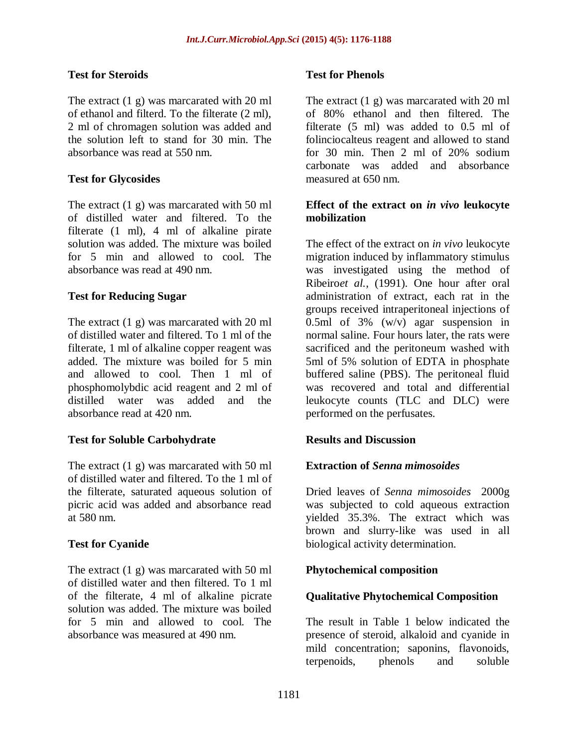### Test for Steroids

The extract (1 g) was marcarated with 20 ml of ethanol and filterd. To the filterate (2 ml), 2 ml of chromagen solution was added and the solution left to stand for 30 min. The absorbance was read at 550 nm.

### Test for Glycosides

The extract (1 g) was marcarated with 50 ml of distilled water and filtered. To the filterate (1 ml), 4 ml of alkaline pirate solution was added. The mixture was boiled for 5 min and allowed to cool. The absorbance was read at 490 nm.

### Test for Reducing Sugar

The extract (1 g) was marcarated with 20 ml of distilled water and filtered. To 1 ml of the filterate, 1 ml of alkaline copper reagent was added. The mixture was boiled for 5 min and allowed to cool. Then 1 ml of phosphomolybdic acid reagent and 2 ml of distilled water was added and the absorbance read at 420 nm.

### Test for Soluble Carbohydrate

The extract (1 g) was marcarated with 50 ml of distilled water and filtered. To the 1 ml of the filterate, saturated aqueous solution of picric acid was added and absorbance read at 580 nm.

### Test for Cyanide

The extract (1 g) was marcarated with 50 ml of distilled water and then filtered. To 1 ml of the filterate, 4 ml of alkaline picrate solution was added. The mixture was boiled for 5 min and allowed to cool. The absorbance was measured at 490 nm.

### Test for Phenols

The extract (1 g) was marcarated with 20 ml of 80% ethanol and then filtered. The filterate (5 ml) was added to 0.5 ml of folinciocalteus reagent and allowed to stand for 30 min. Then 2 ml of 20% sodium carbonate was added and absorbance measured at 650 nm.

### Effect of the extract on *in vivo* leukocyte mobilization

The effect of the extract on *in vivo* leukocyte migration induced by inflammatory stimulus was investigated using the method of Ribeiro*et al.,* (1991). One hour after oral administration of extract, each rat in the groups received intraperitoneal injections of 0.5ml of 3% (w/v) agar suspension in normal saline. Four hours later, the rats were sacrificed and the peritoneum washed with 5ml of 5% solution of EDTA in phosphate buffered saline (PBS). The peritoneal fluid was recovered and total and differential leukocyte counts (TLC and DLC) were performed on the perfusates.

## Results and Discussion

### Extraction of *Senna mimosoides*

Dried leaves of *Senna mimosoides* 2000g was subjected to cold aqueous extraction yielded 35.3%. The extract which was brown and slurry-like was used in all biological activity determination.

### Phytochemical composition

### Qualitative Phytochemical Composition

The result in Table 1 below indicated the presence of steroid, alkaloid and cyanide in mild concentration; saponins, flavonoids, terpenoids, phenols and soluble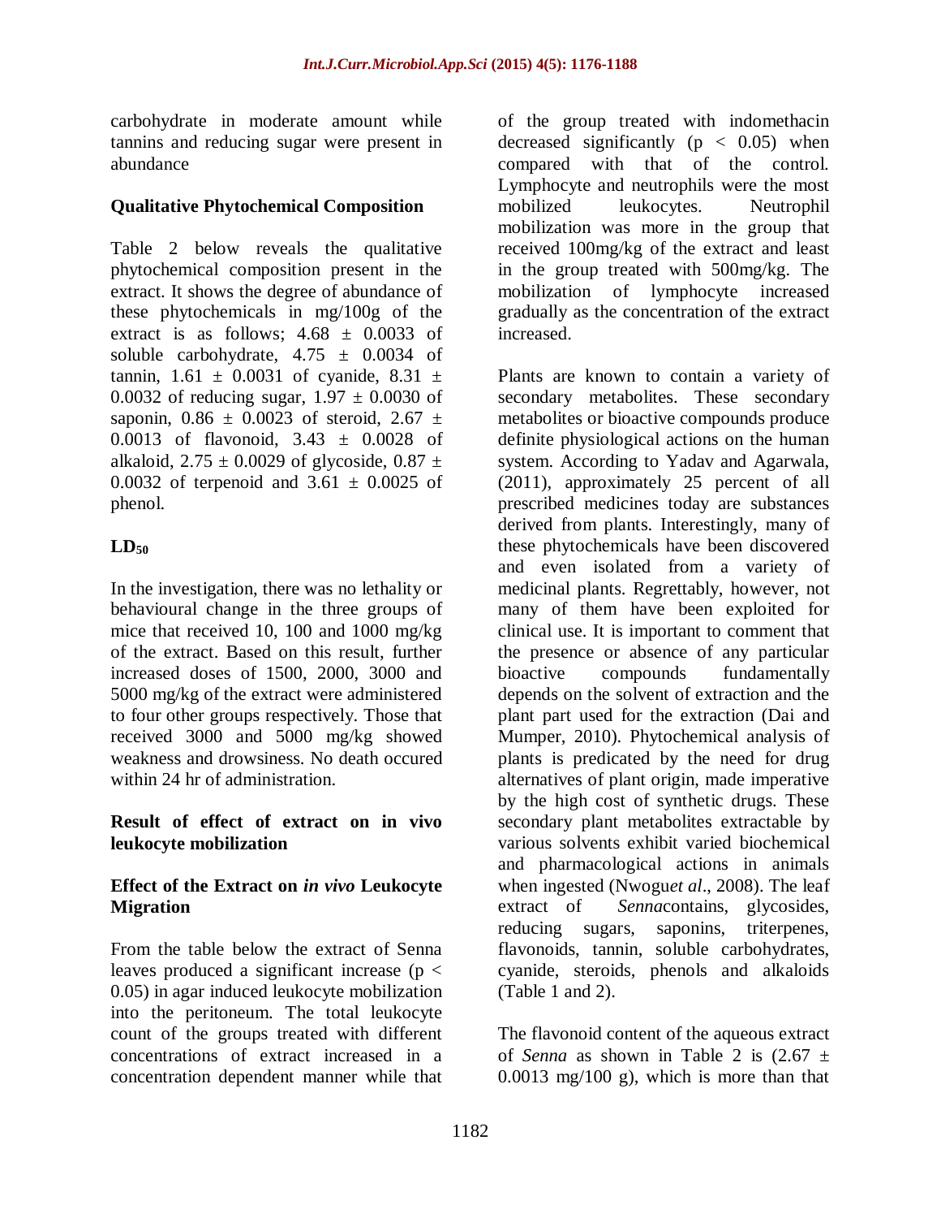carbohydrate in moderate amount while tannins and reducing sugar were present in abundance

## Qualitative Phytochemical Composition

Table 2 below reveals the qualitative phytochemical composition present in the extract. It shows the degree of abundance of these phytochemicals in mg/100g of the extract is as follows; $4.68 \pm 0.0033$ of soluble carbohydrate, $4.75 \pm 0.0034$ of tannin, $1.61 \pm 0.0031$ of cyanide, $8.31 \pm 0.0032$ of reducing sugar, $1.97 \pm 0.0030$ of saponin, $0.86 \pm 0.0023$ of steroid, $2.67 \pm 0.0013$ of flavonoid, $3.43 \pm 0.0028$ of alkaloid, $2.75 \pm 0.0029$ of glycoside, $0.87 \pm 0.0032$ of terpenoid and $3.61 \pm 0.0025$ of phenol.

## $LD_{50}$

In the investigation, there was no lethality or behavioural change in the three groups of mice that received 10, 100 and 1000 mg/kg of the extract. Based on this result, further increased doses of 1500, 2000, 3000 and 5000 mg/kg of the extract were administered to four other groups respectively. Those that received 3000 and 5000 mg/kg showed weakness and drowsiness. No death occured within 24 hr of administration.

## Result of effect of extract on in vivo leukocyte mobilization

## Effect of the Extract on *in vivo* Leukocyte Migration

From the table below the extract of Senna leaves produced a significant increase ($p < 0.05$) in agar induced leukocyte mobilization into the peritoneum. The total leukocyte count of the groups treated with different concentrations of extract increased in a concentration dependent manner while that of the group treated with indomethacin decreased significantly ($p < 0.05$) when compared with that of the control. Lymphocyte and neutrophils were the most mobilized leukocytes. Neutrophil mobilization was more in the group that received 100mg/kg of the extract and least in the group treated with 500mg/kg. The mobilization of lymphocyte increased gradually as the concentration of the extract increased.

Plants are known to contain a variety of secondary metabolites. These secondary metabolites or bioactive compounds produce definite physiological actions on the human system. According to Yadav and Agarwala, (2011), approximately 25 percent of all prescribed medicines today are substances derived from plants. Interestingly, many of these phytochemicals have been discovered and even isolated from a variety of medicinal plants. Regrettably, however, not many of them have been exploited for clinical use. It is important to comment that the presence or absence of any particular bioactive compounds fundamentally depends on the solvent of extraction and the plant part used for the extraction (Dai and Mumper, 2010). Phytochemical analysis of plants is predicated by the need for drug alternatives of plant origin, made imperative by the high cost of synthetic drugs. These secondary plant metabolites extractable by various solvents exhibit varied biochemical and pharmacological actions in animals when ingested (Nwogu*et al*., 2008). The leaf extract of *Senna*contains, glycosides, reducing sugars, saponins, triterpenes, flavonoids, tannin, soluble carbohydrates, cyanide, steroids, phenols and alkaloids (Table 1 and 2).

The flavonoid content of the aqueous extract of *Senna* as shown in Table 2 is ($2.67 \pm 0.0013$ mg/100 g), which is more than that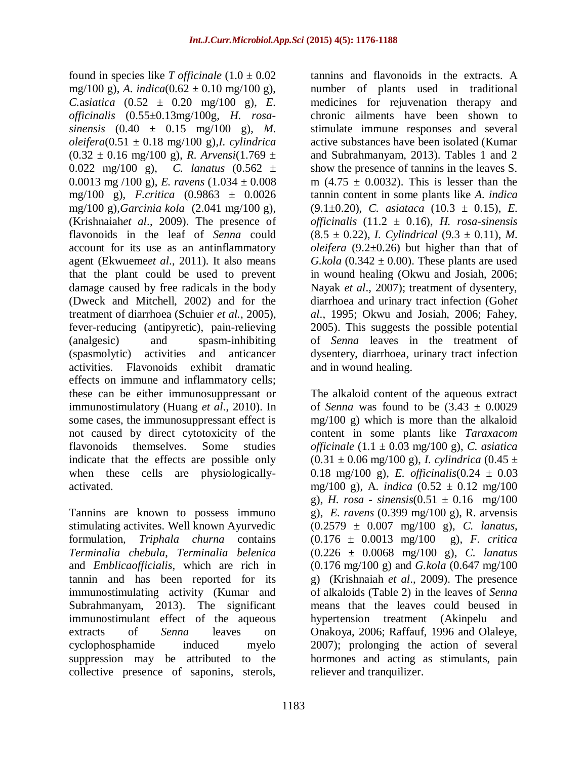found in species like *T officinale* (1.0 ± 0.02 mg/100 g), *A. indica*(0.62 ± 0.10 mg/100 g), *C.asiatica* (0.52 ± 0.20 mg/100 g), *E. officinalis* (0.55±0.13mg/100g, *H. rosa-sinensis* (0.40 ± 0.15 mg/100 g), *M. oleifera*(0.51 ± 0.18 mg/100 g),*I. cylindrica* (0.32 ± 0.16 mg/100 g), *R. Arvensi*(1.769 ± 0.022 mg/100 g), *C. lanatus* (0.562 ± 0.0013 mg /100 g), *E. ravens* (1.034 ± 0.008 mg/100 g), *F.critica* (0.9863 ± 0.0026 mg/100 g),*Garcinia kola* (2.041 mg/100 g), (Krishnaiah*et al*., 2009). The presence of flavonoids in the leaf of *Senna* could account for its use as an antinflammatory agent (Ekwueme*et al*., 2011). It also means that the plant could be used to prevent damage caused by free radicals in the body (Dweck and Mitchell, 2002) and for the treatment of diarrhoea (Schuier *et al.*, 2005), fever-reducing (antipyretic), pain-relieving (analgesic) and spasm-inhibiting (spasmolytic) activities and anticancer activities. Flavonoids exhibit dramatic effects on immune and inflammatory cells; these can be either immunosuppressant or immunostimulatory (Huang *et al*., 2010). In some cases, the immunosuppressant effect is not caused by direct cytotoxicity of the flavonoids themselves. Some studies indicate that the effects are possible only when these cells are physiologically-activated.

Tannins are known to possess immuno stimulating activites. Well known Ayurvedic formulation, *Triphala churna* contains *Terminalia chebula*, *Terminalia belenica* and *Emblicaofficialis*, which are rich in tannin and has been reported for its immunostimulating activity (Kumar and Subrahmanyam, 2013). The significant immunostimulant effect of the aqueous extracts of *Senna* leaves on cyclophosphamide induced myelo suppression may be attributed to the collective presence of saponins, sterols, tannins and flavonoids in the extracts. A number of plants used in traditional medicines for rejuvenation therapy and chronic ailments have been shown to stimulate immune responses and several active substances have been isolated (Kumar and Subrahmanyam, 2013). Tables 1 and 2 show the presence of tannins in the leaves S. m (4.75 ± 0.0032). This is lesser than the tannin content in some plants like *A. indica* (9.1±0.20), *C. asiataca* (10.3 ± 0.15), *E. officinalis* (11.2 ± 0.16), *H. rosa-sinensis* (8.5 ± 0.22), *I. Cylindrical* (9.3 ± 0.11), *M. oleifera* (9.2±0.26) but higher than that of *G.kola* (0.342 ± 0.00). These plants are used in wound healing (Okwu and Josiah, 2006; Nayak *et al*., 2007); treatment of dysentery, diarrhoea and urinary tract infection (Goh*et al*., 1995; Okwu and Josiah, 2006; Fahey, 2005). This suggests the possible potential of *Senna* leaves in the treatment of dysentery, diarrhoea, urinary tract infection and in wound healing.

The alkaloid content of the aqueous extract of *Senna* was found to be (3.43 ± 0.0029 mg/100 g) which is more than the alkaloid content in some plants like *Taraxacom officinale* (1.1 ± 0.03 mg/100 g), *C. asiatica* (0.31 ± 0.06 mg/100 g), *I. cylindrica* (0.45 ± 0.18 mg/100 g), *E. officinalis*(0.24 ± 0.03 mg/100 g), A. *indica* (0.52 ± 0.12 mg/100 g), *H. rosa - sinensis*(0.51 ± 0.16 mg/100 g), *E. ravens* (0.399 mg/100 g), R. arvensis (0.2579 ± 0.007 mg/100 g), *C. lanatus*, (0.176 ± 0.0013 mg/100 g), *F. critica* (0.226 ± 0.0068 mg/100 g), *C. lanatus* (0.176 mg/100 g) and *G.kola* (0.647 mg/100 g) (Krishnaiah *et al*., 2009). The presence of alkaloids (Table 2) in the leaves of *Senna* means that the leaves could beused in hypertension treatment (Akinpelu and Onakoya, 2006; Raffauf, 1996 and Olaleye, 2007); prolonging the action of several hormones and acting as stimulants, pain reliever and tranquilizer.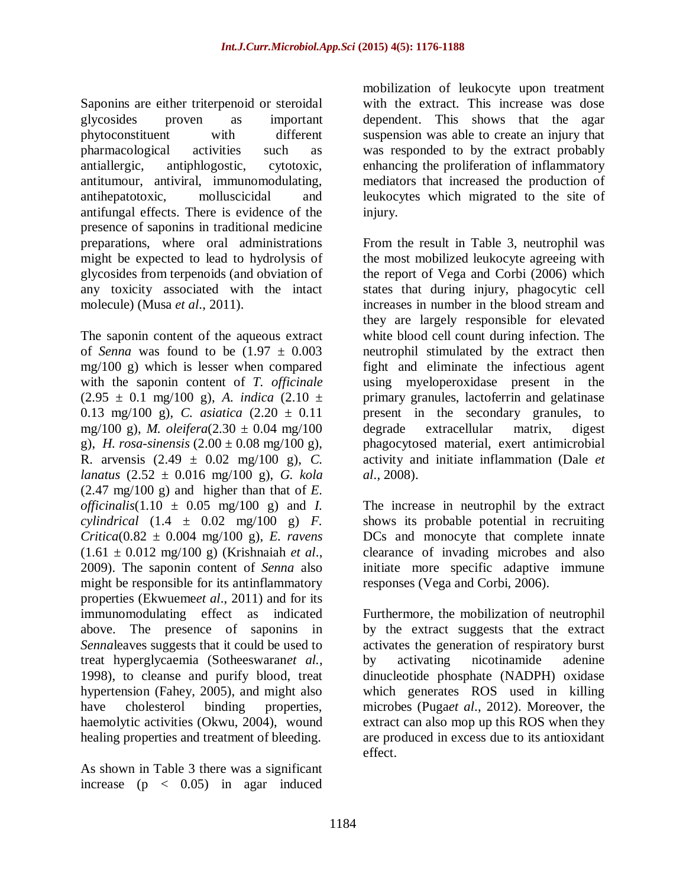Saponins are either triterpenoid or steroidal glycosides proven as important phytoconstituent with different pharmacological activities such as antiallergic, antiphlogostic, cytotoxic, antitumour, antiviral, immunomodulating, antihepatotoxic, molluscicidal and antifungal effects. There is evidence of the presence of saponins in traditional medicine preparations, where oral administrations might be expected to lead to hydrolysis of glycosides from terpenoids (and obviation of any toxicity associated with the intact molecule) (Musa *et al*., 2011).

The saponin content of the aqueous extract of *Senna* was found to be ($1.97 \pm 0.003$ mg/100 g) which is lesser when compared with the saponin content of *T. officinale* ($2.95 \pm 0.1$ mg/100 g), *A. indica* ($2.10 \pm 0.13$ mg/100 g), *C. asiatica* ($2.20 \pm 0.11$ mg/100 g), *M. oleifera*($2.30 \pm 0.04$ mg/100 g), *H. rosa-sinensis* ($2.00 \pm 0.08$ mg/100 g), R. arvensis ($2.49 \pm 0.02$ mg/100 g), *C. lanatus* ($2.52 \pm 0.016$ mg/100 g), *G. kola* (2.47 mg/100 g) and higher than that of *E. officinalis*($1.10 \pm 0.05$ mg/100 g) and *I. cylindrical* ($1.4 \pm 0.02$ mg/100 g) *F. Critica*($0.82 \pm 0.004$ mg/100 g), *E. ravens* ($1.61 \pm 0.012$ mg/100 g) (Krishnaiah *et al*., 2009). The saponin content of *Senna* also might be responsible for its antinflammatory properties (Ekwueme*et al*., 2011) and for its immunomodulating effect as indicated above. The presence of saponins in *Senna*leaves suggests that it could be used to treat hyperglycaemia (Sotheeswaran*et al.*, 1998), to cleanse and purify blood, treat hypertension (Fahey, 2005), and might also have cholesterol binding properties, haemolytic activities (Okwu, 2004), wound healing properties and treatment of bleeding.

As shown in Table 3 there was a significant increase ($p < 0.05$) in agar induced mobilization of leukocyte upon treatment with the extract. This increase was dose dependent. This shows that the agar suspension was able to create an injury that was responded to by the extract probably enhancing the proliferation of inflammatory mediators that increased the production of leukocytes which migrated to the site of injury.

From the result in Table 3, neutrophil was the most mobilized leukocyte agreeing with the report of Vega and Corbi (2006) which states that during injury, phagocytic cell increases in number in the blood stream and they are largely responsible for elevated white blood cell count during infection. The neutrophil stimulated by the extract then fight and eliminate the infectious agent using myeloperoxidase present in the primary granules, lactoferrin and gelatinase present in the secondary granules, to degrade extracellular matrix, digest phagocytosed material, exert antimicrobial activity and initiate inflammation (Dale *et al*., 2008).

The increase in neutrophil by the extract shows its probable potential in recruiting DCs and monocyte that complete innate clearance of invading microbes and also initiate more specific adaptive immune responses (Vega and Corbi, 2006).

Furthermore, the mobilization of neutrophil by the extract suggests that the extract activates the generation of respiratory burst by activating nicotinamide adenine dinucleotide phosphate (NADPH) oxidase which generates ROS used in killing microbes (Puga*et al*., 2012). Moreover, the extract can also mop up this ROS when they are produced in excess due to its antioxidant effect.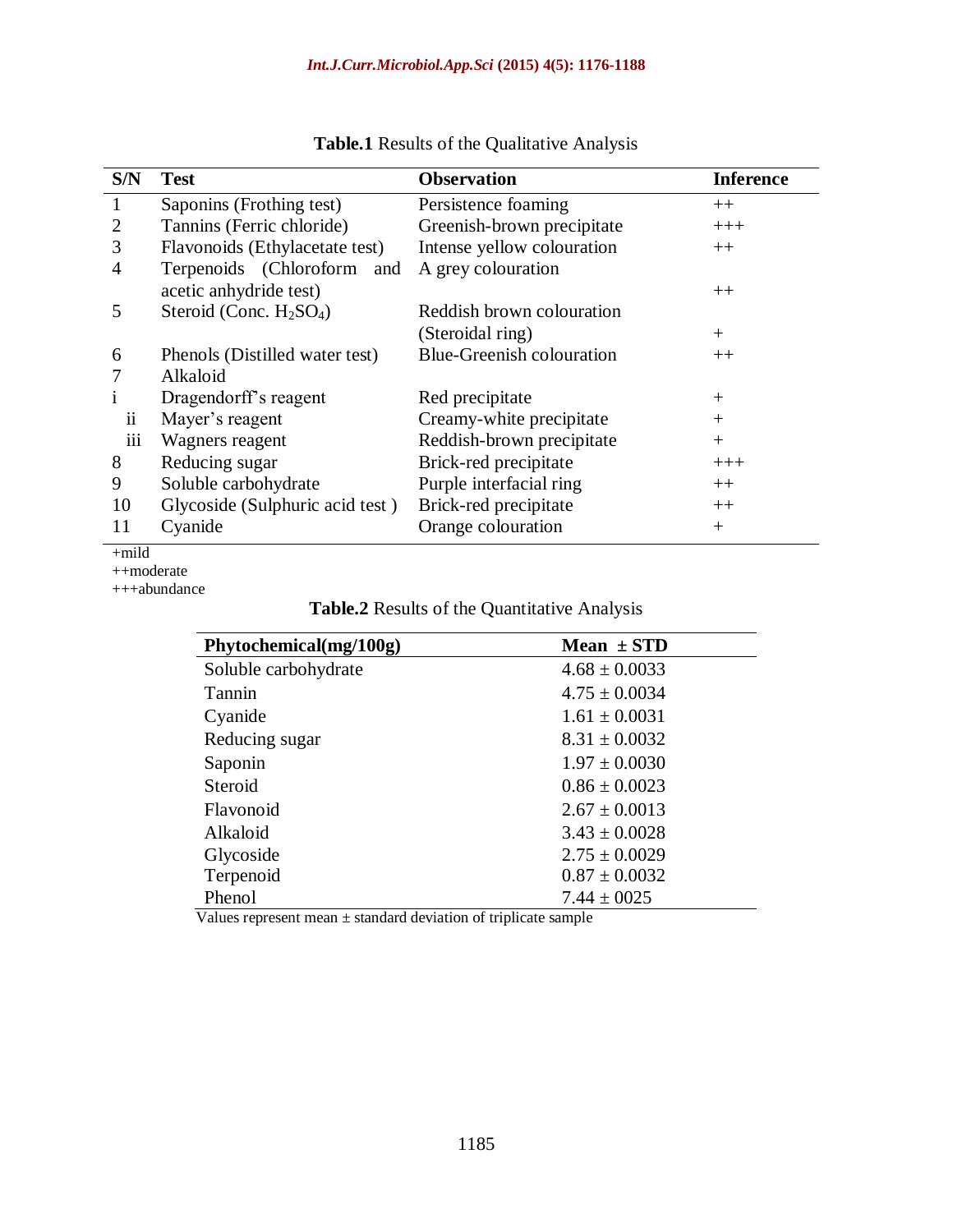**Table.1** Results of the Qualitative Analysis

| S/N | Test | Observation | Inference |
|---|---|---|---|
| 1 | Saponins (Frothing test) | Persistence foaming | ++ |
| 2 | Tannins (Ferric chloride) | Greenish-brown precipitate | +++ |
| 3 | Flavonoids (Ethylacetate test) | Intense yellow colouration | ++ |
| 4 | Terpenoids (Chloroform and acetic anhydride test) | A grey colouration | ++ |
| 5 | Steroid (Conc. $H_2SO_4$) | Reddish brown colouration (Steroidal ring) | + |
| 6 | Phenols (Distilled water test) | Blue-Greenish colouration | ++ |
| 7 | Alkaloid | | |
| i | Dragendorff's reagent | Red precipitate | + |
| ii | Mayer's reagent | Creamy-white precipitate | + |
| iii | Wagners reagent | Reddish-brown precipitate | + |
| 8 | Reducing sugar | Brick-red precipitate | +++ |
| 9 | Soluble carbohydrate | Purple interfacial ring | ++ |
| 10 | Glycoside (Sulphuric acid test ) | Brick-red precipitate | ++ |
| 11 | Cyanide | Orange colouration | + |

+mild
++moderate
+++abundance

**Table.2** Results of the Quantitative Analysis

| Phytochemical(mg/100g) | Mean ± STD |
|---|---|
| Soluble carbohydrate | 4.68 ± 0.0033 |
| Tannin | 4.75 ± 0.0034 |
| Cyanide | 1.61 ± 0.0031 |
| Reducing sugar | 8.31 ± 0.0032 |
| Saponin | 1.97 ± 0.0030 |
| Steroid | 0.86 ± 0.0023 |
| Flavonoid | 2.67 ± 0.0013 |
| Alkaloid | 3.43 ± 0.0028 |
| Glycoside | 2.75 ± 0.0029 |
| Terpenoid | 0.87 ± 0.0032 |
| Phenol | 7.44 ± 0025 |

Values represent mean ± standard deviation of triplicate sample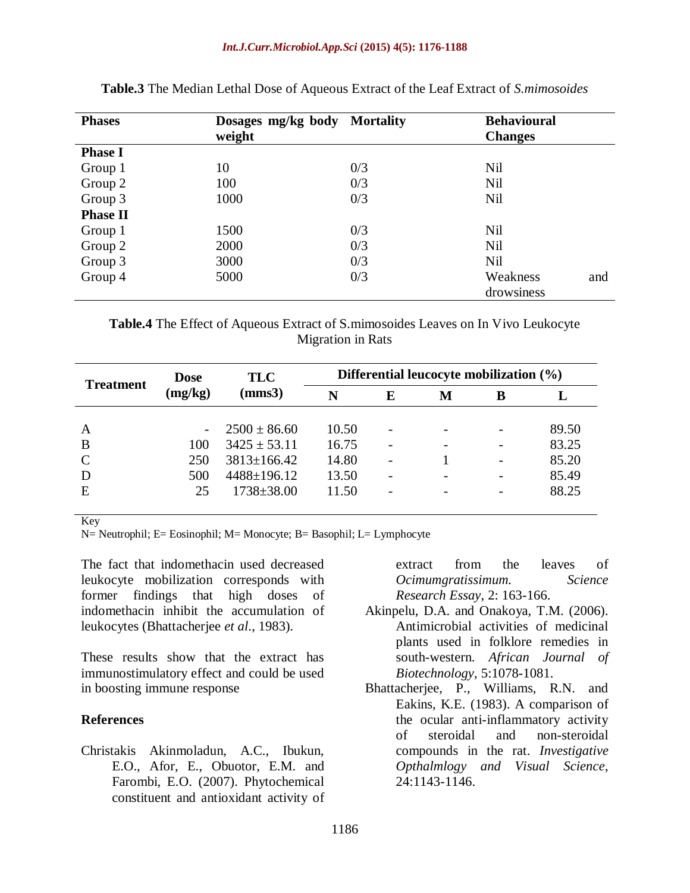**Table.3** The Median Lethal Dose of Aqueous Extract of the Leaf Extract of *S.mimosoides*

| Phases | Dosages mg/kg body weight | Mortality | Behavioural Changes |
|---|---|---|---|
| **Phase I** | | | |
| Group 1 | 10 | 0/3 | Nil |
| Group 2 | 100 | 0/3 | Nil |
| Group 3 | 1000 | 0/3 | Nil |
| **Phase II** | | | |
| Group 1 | 1500 | 0/3 | Nil |
| Group 2 | 2000 | 0/3 | Nil |
| Group 3 | 3000 | 0/3 | Nil |
| Group 4 | 5000 | 0/3 | Weakness and drowsiness |

**Table.4** The Effect of Aqueous Extract of S.mimosoides Leaves on In Vivo Leukocyte Migration in Rats

| Treatment | Dose (mg/kg) | TLC (mms3) | Differential leucocyte mobilization (%) | | | | |
|---|---|---|---|---|---|---|---|
| | | | N | E | M | B | L |
| A | - | 2500 ± 86.60 | 10.50 | - | - | - | 89.50 |
| B | 100 | 3425 ± 53.11 | 16.75 | - | - | - | 83.25 |
| C | 250 | 3813±166.42 | 14.80 | - | 1 | - | 85.20 |
| D | 500 | 4488±196.12 | 13.50 | - | - | - | 85.49 |
| E | 25 | 1738±38.00 | 11.50 | - | - | - | 88.25 |

Key
N= Neutrophil; E= Eosinophil; M= Monocyte; B= Basophil; L= Lymphocyte

The fact that indomethacin used decreased leukocyte mobilization corresponds with former findings that high doses of indomethacin inhibit the accumulation of leukocytes (Bhattacherjee *et al*., 1983).

These results show that the extract has immunostimulatory effect and could be used in boosting immune response

## References

Christakis Akinmoladun, A.C., Ibukun, E.O., Afor, E., Obuotor, E.M. and Farombi, E.O. (2007). Phytochemical constituent and antioxidant activity of extract from the leaves of *Ocimumgratissimum*. *Science Research Essay*, 2: 163-166.

Akinpelu, D.A. and Onakoya, T.M. (2006). Antimicrobial activities of medicinal plants used in folklore remedies in south-western. *African Journal of Biotechnology*, 5:1078-1081.

Bhattacherjee, P., Williams, R.N. and Eakins, K.E. (1983). A comparison of the ocular anti-inflammatory activity of steroidal and non-steroidal compounds in the rat. *Investigative Opthalmlogy and Visual Science*, 24:1143-1146.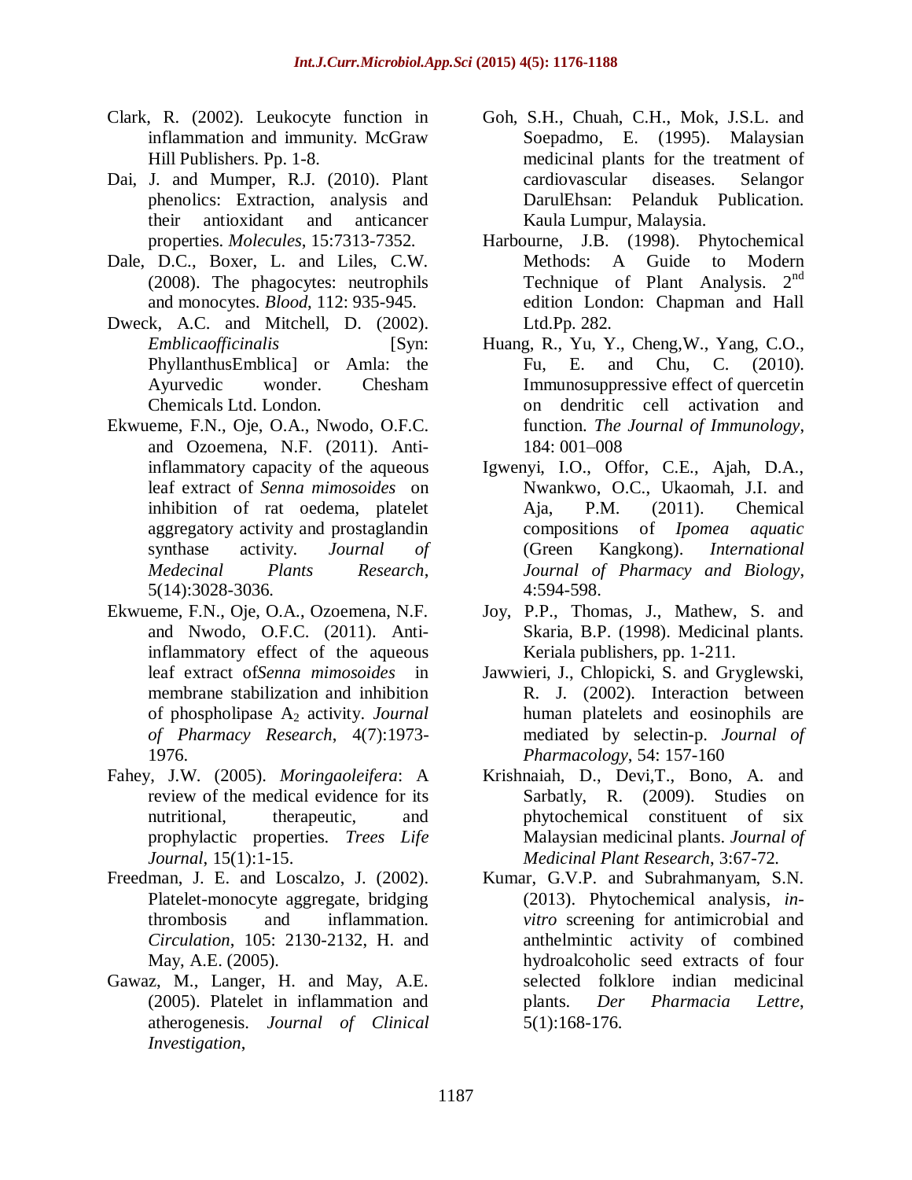Clark, R. (2002). Leukocyte function in inflammation and immunity. McGraw Hill Publishers. Pp. 1-8.

Dai, J. and Mumper, R.J. (2010). Plant phenolics: Extraction, analysis and their antioxidant and anticancer properties. *Molecules*, 15:7313-7352.

Dale, D.C., Boxer, L. and Liles, C.W. (2008). The phagocytes: neutrophils and monocytes. *Blood*, 112: 935-945.

Dweck, A.C. and Mitchell, D. (2002). *Emblicaofficinalis* [Syn: PhyllanthusEmblica] or Amla: the Ayurvedic wonder. Chesham Chemicals Ltd. London.

Ekwueme, F.N., Oje, O.A., Nwodo, O.F.C. and Ozoemena, N.F. (2011). Anti-inflammatory capacity of the aqueous leaf extract of *Senna mimosoides* on inhibition of rat oedema, platelet aggregatory activity and prostaglandin synthase activity. *Journal of Medecinal Plants Research*, 5(14):3028-3036.

Ekwueme, F.N., Oje, O.A., Ozoemena, N.F. and Nwodo, O.F.C. (2011). Anti-inflammatory effect of the aqueous leaf extract of*Senna mimosoides* in membrane stabilization and inhibition of phospholipase $A_2$ activity. *Journal of Pharmacy Research*, 4(7):1973-1976.

Fahey, J.W. (2005). *Moringaoleifera*: A review of the medical evidence for its nutritional, therapeutic, and prophylactic properties. *Trees Life Journal*, 15(1):1-15.

Freedman, J. E. and Loscalzo, J. (2002). Platelet-monocyte aggregate, bridging thrombosis and inflammation. *Circulation*, 105: 2130-2132, H. and May, A.E. (2005).

Gawaz, M., Langer, H. and May, A.E. (2005). Platelet in inflammation and atherogenesis. *Journal of Clinical Investigation*,

Goh, S.H., Chuah, C.H., Mok, J.S.L. and Soepadmo, E. (1995). Malaysian medicinal plants for the treatment of cardiovascular diseases. Selangor DarulEhsan: Pelanduk Publication. Kaula Lumpur, Malaysia.

Harbourne, J.B. (1998). Phytochemical Methods: A Guide to Modern Technique of Plant Analysis. 2nd edition London: Chapman and Hall Ltd.Pp. 282.

Huang, R., Yu, Y., Cheng,W., Yang, C.O., Fu, E. and Chu, C. (2010). Immunosuppressive effect of quercetin on dendritic cell activation and function. *The Journal of Immunology*, 184: 001–008

Igwenyi, I.O., Offor, C.E., Ajah, D.A., Nwankwo, O.C., Ukaomah, J.I. and Aja, P.M. (2011). Chemical compositions of *Ipomea aquatic* (Green Kangkong). *International Journal of Pharmacy and Biology*, 4:594-598.

Joy, P.P., Thomas, J., Mathew, S. and Skaria, B.P. (1998). Medicinal plants. Keriala publishers, pp. 1-211.

Jawwieri, J., Chlopicki, S. and Gryglewski, R. J. (2002). Interaction between human platelets and eosinophils are mediated by selectin-p. *Journal of Pharmacology*, 54: 157-160

Krishnaiah, D., Devi,T., Bono, A. and Sarbatly, R. (2009). Studies on phytochemical constituent of six Malaysian medicinal plants. *Journal of Medicinal Plant Research*, 3:67-72.

Kumar, G.V.P. and Subrahmanyam, S.N. (2013). Phytochemical analysis, *in-vitro* screening for antimicrobial and anthelmintic activity of combined hydroalcoholic seed extracts of four selected folklore indian medicinal plants. *Der Pharmacia Lettre*, 5(1):168-176.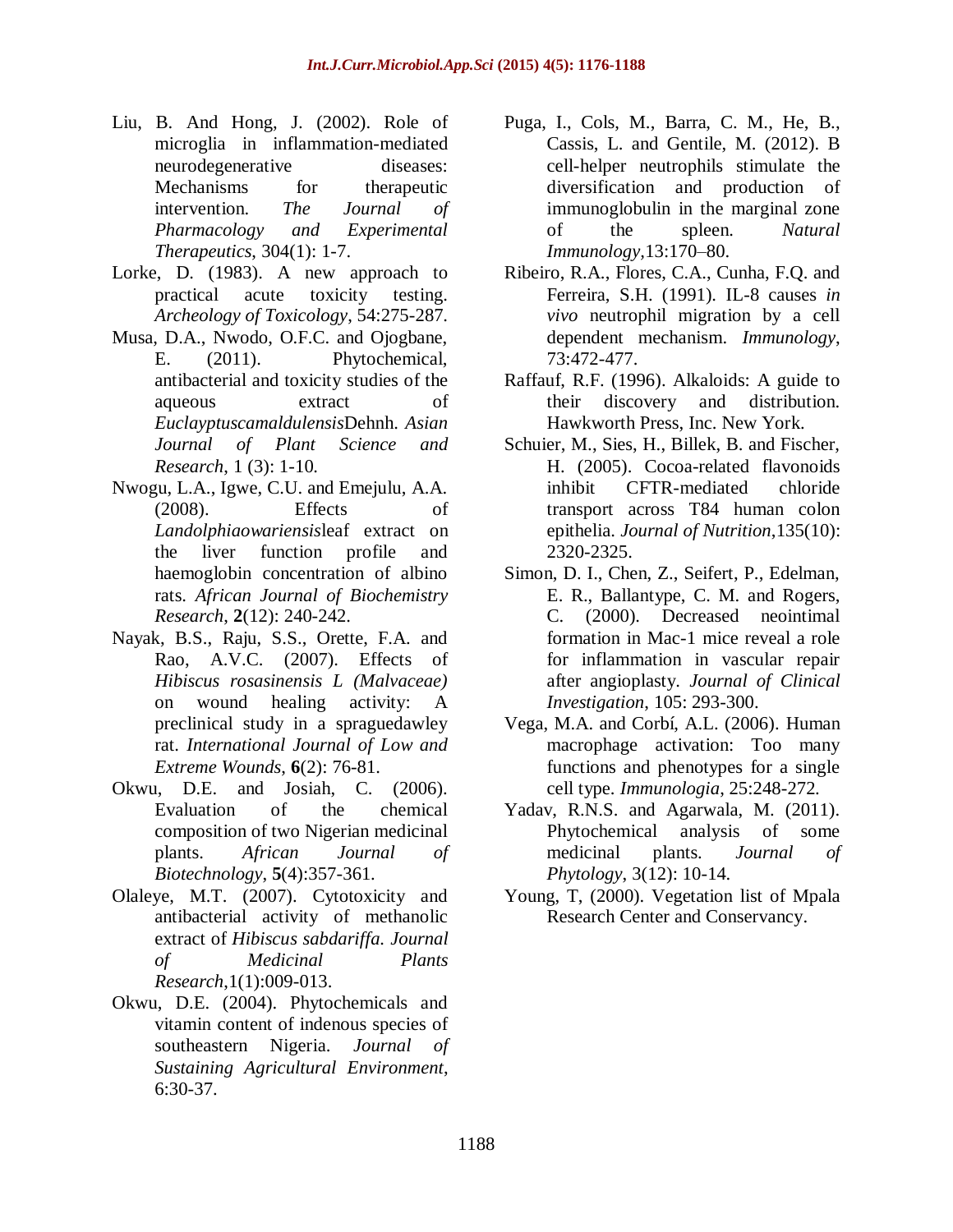Liu, B. And Hong, J. (2002). Role of microglia in inflammation-mediated neurodegenerative diseases: Mechanisms for therapeutic intervention. *The Journal of Pharmacology and Experimental Therapeutics*, 304(1): 1-7.

Lorke, D. (1983). A new approach to practical acute toxicity testing. *Archeology of Toxicology*, 54:275-287.

Musa, D.A., Nwodo, O.F.C. and Ojogbane, E. (2011). Phytochemical, antibacterial and toxicity studies of the aqueous extract of *Euclayptuscamaldulensis*Dehnh. *Asian Journal of Plant Science and Research*, 1 (3): 1-10.

Nwogu, L.A., Igwe, C.U. and Emejulu, A.A. (2008). Effects of *Landolphiaowariensis*leaf extract on the liver function profile and haemoglobin concentration of albino rats. *African Journal of Biochemistry Research*, **2**(12): 240-242.

Nayak, B.S., Raju, S.S., Orette, F.A. and Rao, A.V.C. (2007). Effects of *Hibiscus rosasinensis L (Malvaceae)* on wound healing activity: A preclinical study in a spraguedawley rat. *International Journal of Low and Extreme Wounds*, **6**(2): 76-81.

Okwu, D.E. and Josiah, C. (2006). Evaluation of the chemical composition of two Nigerian medicinal plants. *African Journal of Biotechnology*, **5**(4):357-361.

Olaleye, M.T. (2007). Cytotoxicity and antibacterial activity of methanolic extract of *Hibiscus sabdariffa*. *Journal of Medicinal Plants Research*,1(1):009-013.

Okwu, D.E. (2004). Phytochemicals and vitamin content of indenous species of southeastern Nigeria. *Journal of Sustaining Agricultural Environment*, 6:30-37.

Puga, I., Cols, M., Barra, C. M., He, B., Cassis, L. and Gentile, M. (2012). B cell-helper neutrophils stimulate the diversification and production of immunoglobulin in the marginal zone of the spleen. *Natural Immunology*,13:170–80.

Ribeiro, R.A., Flores, C.A., Cunha, F.Q. and Ferreira, S.H. (1991). IL-8 causes *in vivo* neutrophil migration by a cell dependent mechanism. *Immunology*, 73:472-477.

Raffauf, R.F. (1996). Alkaloids: A guide to their discovery and distribution. Hawkworth Press, Inc. New York.

Schuier, M., Sies, H., Billek, B. and Fischer, H. (2005). Cocoa-related flavonoids inhibit CFTR-mediated chloride transport across T84 human colon epithelia. *Journal of Nutrition*,135(10): 2320-2325.

Simon, D. I., Chen, Z., Seifert, P., Edelman, E. R., Ballantype, C. M. and Rogers, C. (2000). Decreased neointimal formation in Mac-1 mice reveal a role for inflammation in vascular repair after angioplasty. *Journal of Clinical Investigation*, 105: 293-300.

Vega, M.A. and Corbí, A.L. (2006). Human macrophage activation: Too many functions and phenotypes for a single cell type. *Immunologia*, 25:248-272.

Yadav, R.N.S. and Agarwala, M. (2011). Phytochemical analysis of some medicinal plants. *Journal of Phytology*, 3(12): 10-14.

Young, T, (2000). Vegetation list of Mpala Research Center and Conservancy.